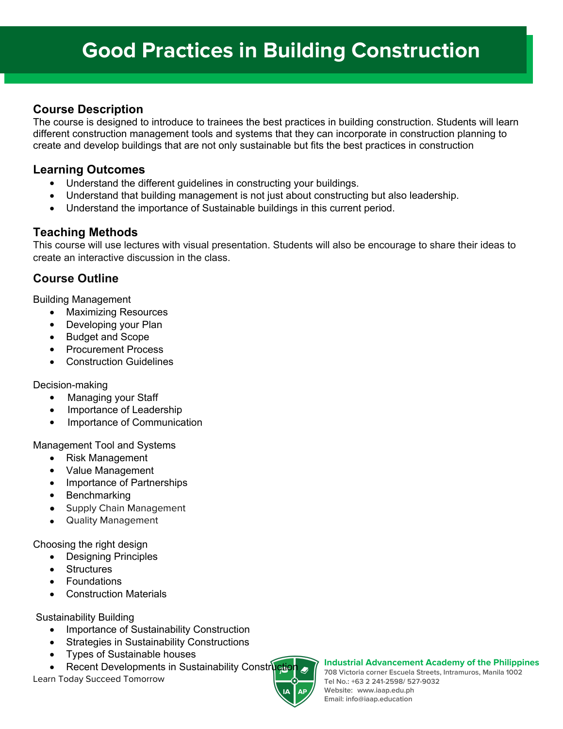# Good Practices in Building Construction

## Course Description

The course is designed to introduce to trainees the best practices in building construction. Students will learn different construction management tools and systems that they can incorporate in construction planning to create and develop buildings that are not only sustainable but fits the best practices in construction

## Learning Outcomes

- Understand the different guidelines in constructing your buildings.
- Understand that building management is not just about constructing but also leadership.
- Understand the importance of Sustainable buildings in this current period.

## Teaching Methods

This course will use lectures with visual presentation. Students will also be encourage to share their ideas to create an interactive discussion in the class.

## Course Outline

Building Management

- Maximizing Resources
- Developing your Plan
- Budget and Scope
- Procurement Process
- Construction Guidelines

Decision-making

- Managing your Staff
- Importance of Leadership
- Importance of Communication

Management Tool and Systems

- Risk Management
- Value Management
- Importance of Partnerships
- Benchmarking
- Supply Chain Management
- Quality Management

Choosing the right design

- Designing Principles
- Structures
- Foundations
- Construction Materials

Sustainability Building

- Importance of Sustainability Construction
- Strategies in Sustainability Constructions
- Types of Sustainable houses
- Recent Developments in Sustainability Construction

Learn Today Succeed Tomorrow

**Industrial Advancement Academy of the Philippines**
708 Victoria corner Escuela Streets, Intramuros, Manila 1002
Tel No.: +63 2 241-2598/ 527-9032
Website: www.iaap.edu.ph
Email: info@iaap.education